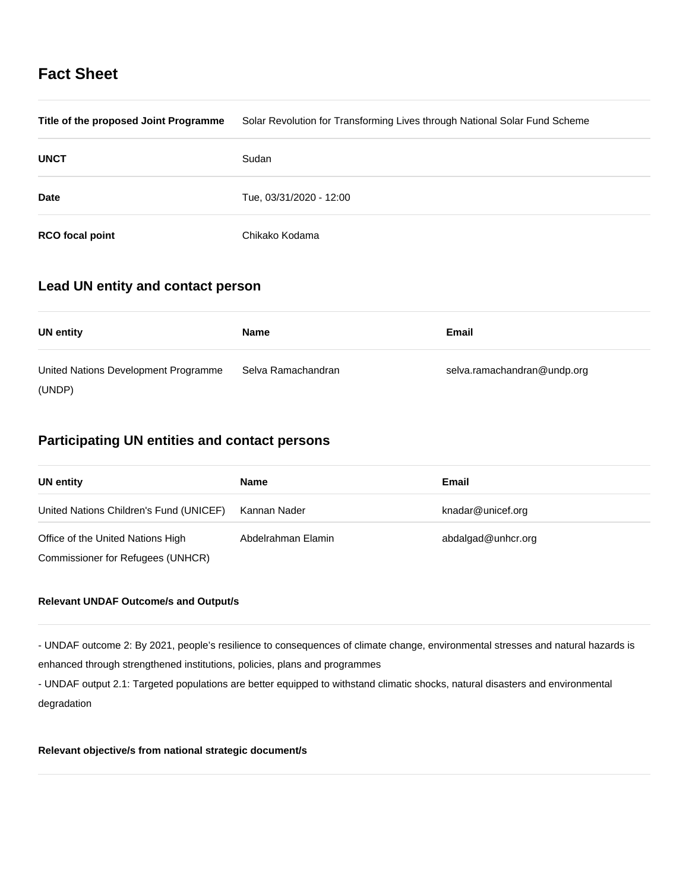## Fact Sheet

| | |
|---|---|
| **Title of the proposed Joint Programme** | Solar Revolution for Transforming Lives through National Solar Fund Scheme |
| **UNCT** | Sudan |
| **Date** | Tue, 03/31/2020 - 12:00 |
| **RCO focal point** | Chikako Kodama |

## Lead UN entity and contact person

| UN entity | Name | Email |
|---|---|---|
| United Nations Development Programme (UNDP) | Selva Ramachandran | selva.ramachandran@undp.org |

## Participating UN entities and contact persons

| UN entity | Name | Email |
|---|---|---|
| United Nations Children's Fund (UNICEF) | Kannan Nader | knadar@unicef.org |
| Office of the United Nations High Commissioner for Refugees (UNHCR) | Abdelrahman Elamin | abdalgad@unhcr.org |

**Relevant UNDAF Outcome/s and Output/s**

- UNDAF outcome 2: By 2021, people's resilience to consequences of climate change, environmental stresses and natural hazards is enhanced through strengthened institutions, policies, plans and programmes
- UNDAF output 2.1: Targeted populations are better equipped to withstand climatic shocks, natural disasters and environmental degradation

**Relevant objective/s from national strategic document/s**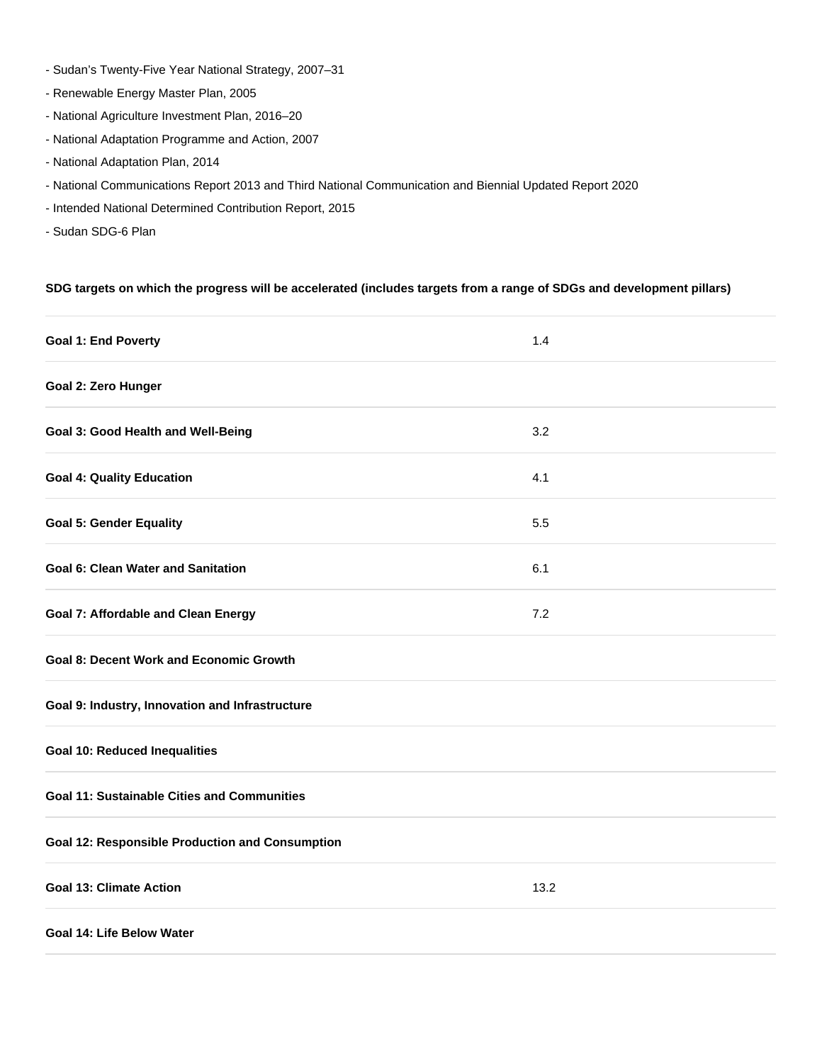- Sudan's Twenty-Five Year National Strategy, 2007–31
- Renewable Energy Master Plan, 2005
- National Agriculture Investment Plan, 2016–20
- National Adaptation Programme and Action, 2007
- National Adaptation Plan, 2014
- National Communications Report 2013 and Third National Communication and Biennial Updated Report 2020
- Intended National Determined Contribution Report, 2015
- Sudan SDG-6 Plan

**SDG targets on which the progress will be accelerated (includes targets from a range of SDGs and development pillars)**

| | |
|---|---|
| **Goal 1: End Poverty** | 1.4 |
| **Goal 2: Zero Hunger** | |
| **Goal 3: Good Health and Well-Being** | 3.2 |
| **Goal 4: Quality Education** | 4.1 |
| **Goal 5: Gender Equality** | 5.5 |
| **Goal 6: Clean Water and Sanitation** | 6.1 |
| **Goal 7: Affordable and Clean Energy** | 7.2 |
| **Goal 8: Decent Work and Economic Growth** | |
| **Goal 9: Industry, Innovation and Infrastructure** | |
| **Goal 10: Reduced Inequalities** | |
| **Goal 11: Sustainable Cities and Communities** | |
| **Goal 12: Responsible Production and Consumption** | |
| **Goal 13: Climate Action** | 13.2 |
| **Goal 14: Life Below Water** | |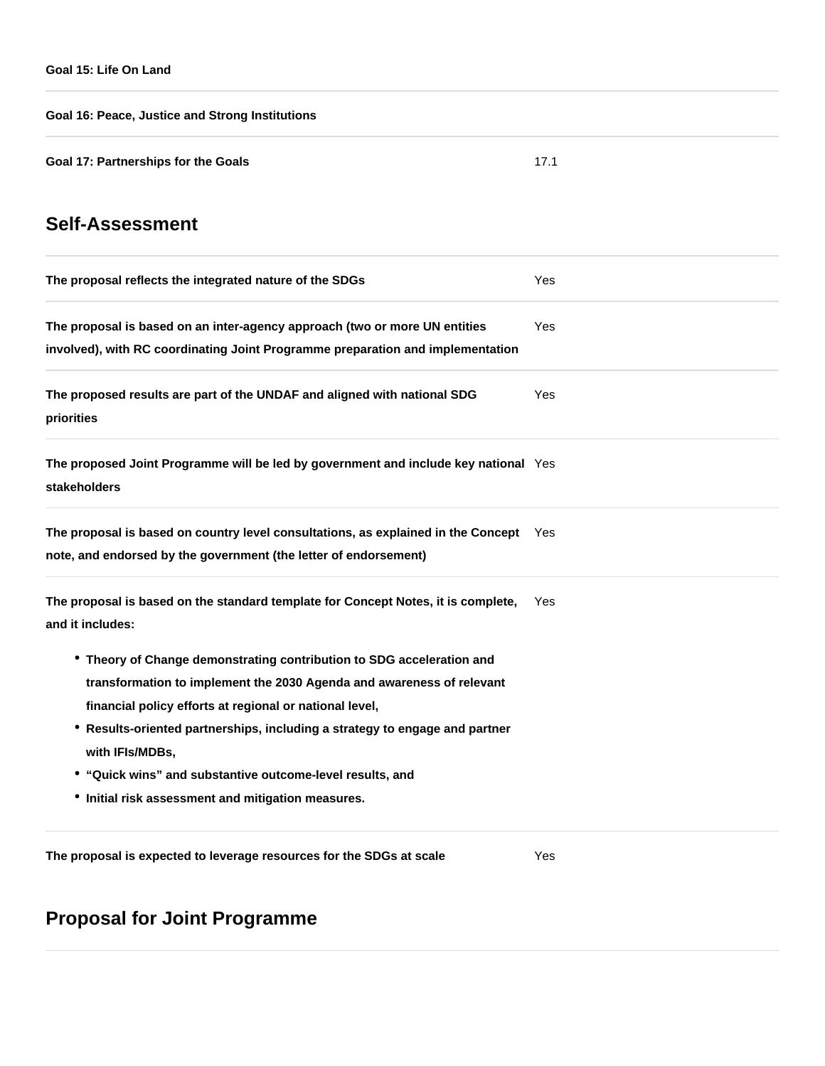| | |
|---|---|
| **Goal 15: Life On Land** | |
| **Goal 16: Peace, Justice and Strong Institutions** | |
| **Goal 17: Partnerships for the Goals** | 17.1 |

## Self-Assessment

| | |
|---|---|
| **The proposal reflects the integrated nature of the SDGs** | Yes |
| **The proposal is based on an inter-agency approach (two or more UN entities involved), with RC coordinating Joint Programme preparation and implementation** | Yes |
| **The proposed results are part of the UNDAF and aligned with national SDG priorities** | Yes |
| **The proposed Joint Programme will be led by government and include key national stakeholders** | Yes |
| **The proposal is based on country level consultations, as explained in the Concept note, and endorsed by the government (the letter of endorsement)** | Yes |
| **The proposal is based on the standard template for Concept Notes, it is complete, and it includes:** <br> • **Theory of Change demonstrating contribution to SDG acceleration and transformation to implement the 2030 Agenda and awareness of relevant financial policy efforts at regional or national level,** <br> • **Results-oriented partnerships, including a strategy to engage and partner with IFIs/MDBs,** <br> • **“Quick wins” and substantive outcome-level results, and** <br> • **Initial risk assessment and mitigation measures.** | Yes |
| **The proposal is expected to leverage resources for the SDGs at scale** | Yes |

## Proposal for Joint Programme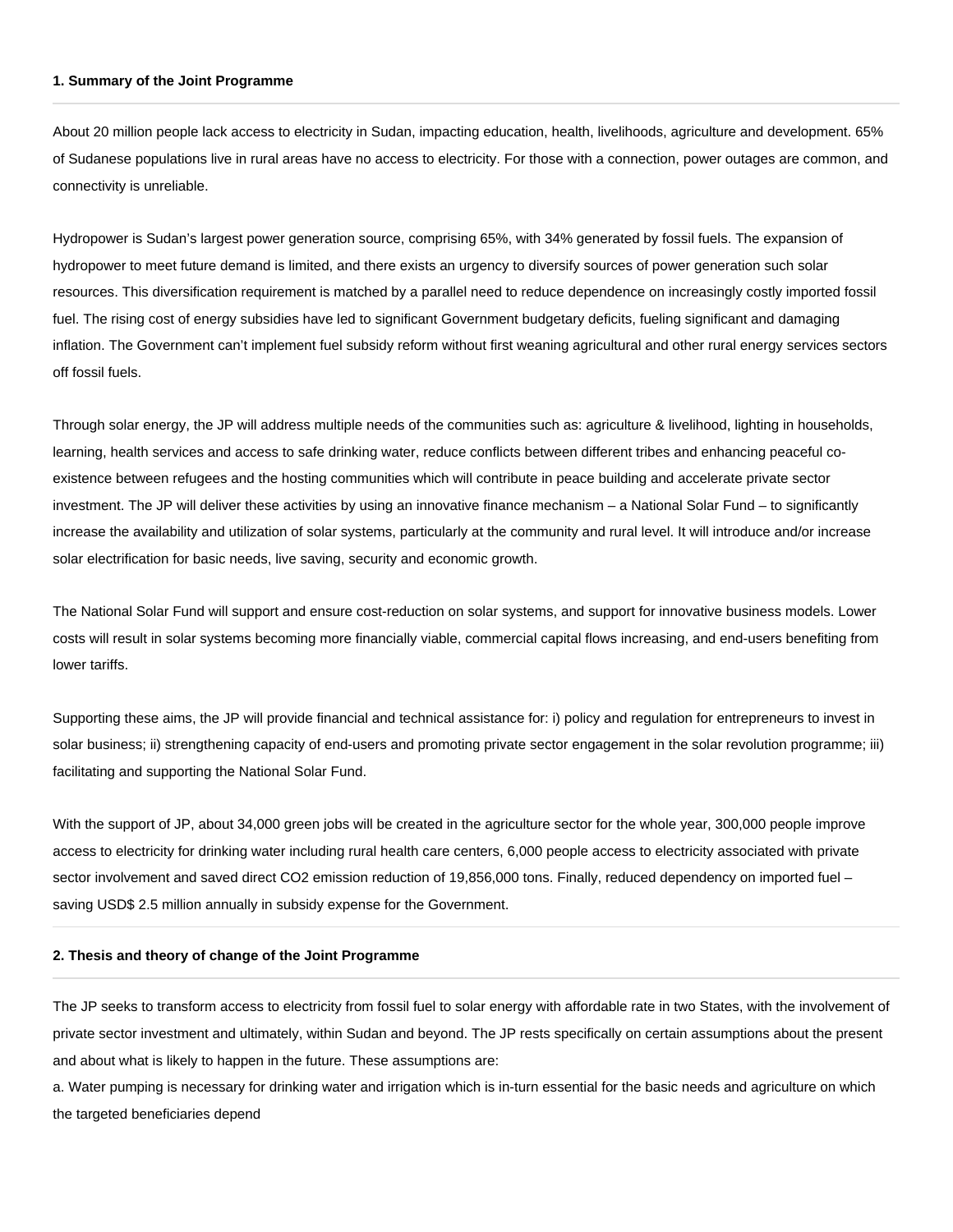**1. Summary of the Joint Programme**

---

About 20 million people lack access to electricity in Sudan, impacting education, health, livelihoods, agriculture and development. 65% of Sudanese populations live in rural areas have no access to electricity. For those with a connection, power outages are common, and connectivity is unreliable.

Hydropower is Sudan's largest power generation source, comprising 65%, with 34% generated by fossil fuels. The expansion of hydropower to meet future demand is limited, and there exists an urgency to diversify sources of power generation such solar resources. This diversification requirement is matched by a parallel need to reduce dependence on increasingly costly imported fossil fuel. The rising cost of energy subsidies have led to significant Government budgetary deficits, fueling significant and damaging inflation. The Government can't implement fuel subsidy reform without first weaning agricultural and other rural energy services sectors off fossil fuels.

Through solar energy, the JP will address multiple needs of the communities such as: agriculture & livelihood, lighting in households, learning, health services and access to safe drinking water, reduce conflicts between different tribes and enhancing peaceful co-existence between refugees and the hosting communities which will contribute in peace building and accelerate private sector investment. The JP will deliver these activities by using an innovative finance mechanism – a National Solar Fund – to significantly increase the availability and utilization of solar systems, particularly at the community and rural level. It will introduce and/or increase solar electrification for basic needs, live saving, security and economic growth.

The National Solar Fund will support and ensure cost-reduction on solar systems, and support for innovative business models. Lower costs will result in solar systems becoming more financially viable, commercial capital flows increasing, and end-users benefiting from lower tariffs.

Supporting these aims, the JP will provide financial and technical assistance for: i) policy and regulation for entrepreneurs to invest in solar business; ii) strengthening capacity of end-users and promoting private sector engagement in the solar revolution programme; iii) facilitating and supporting the National Solar Fund.

With the support of JP, about 34,000 green jobs will be created in the agriculture sector for the whole year, 300,000 people improve access to electricity for drinking water including rural health care centers, 6,000 people access to electricity associated with private sector involvement and saved direct $CO_2$ emission reduction of 19,856,000 tons. Finally, reduced dependency on imported fuel – saving USD$ 2.5 million annually in subsidy expense for the Government.

---

**2. Thesis and theory of change of the Joint Programme**

---

The JP seeks to transform access to electricity from fossil fuel to solar energy with affordable rate in two States, with the involvement of private sector investment and ultimately, within Sudan and beyond. The JP rests specifically on certain assumptions about the present and about what is likely to happen in the future. These assumptions are:

a. Water pumping is necessary for drinking water and irrigation which is in-turn essential for the basic needs and agriculture on which the targeted beneficiaries depend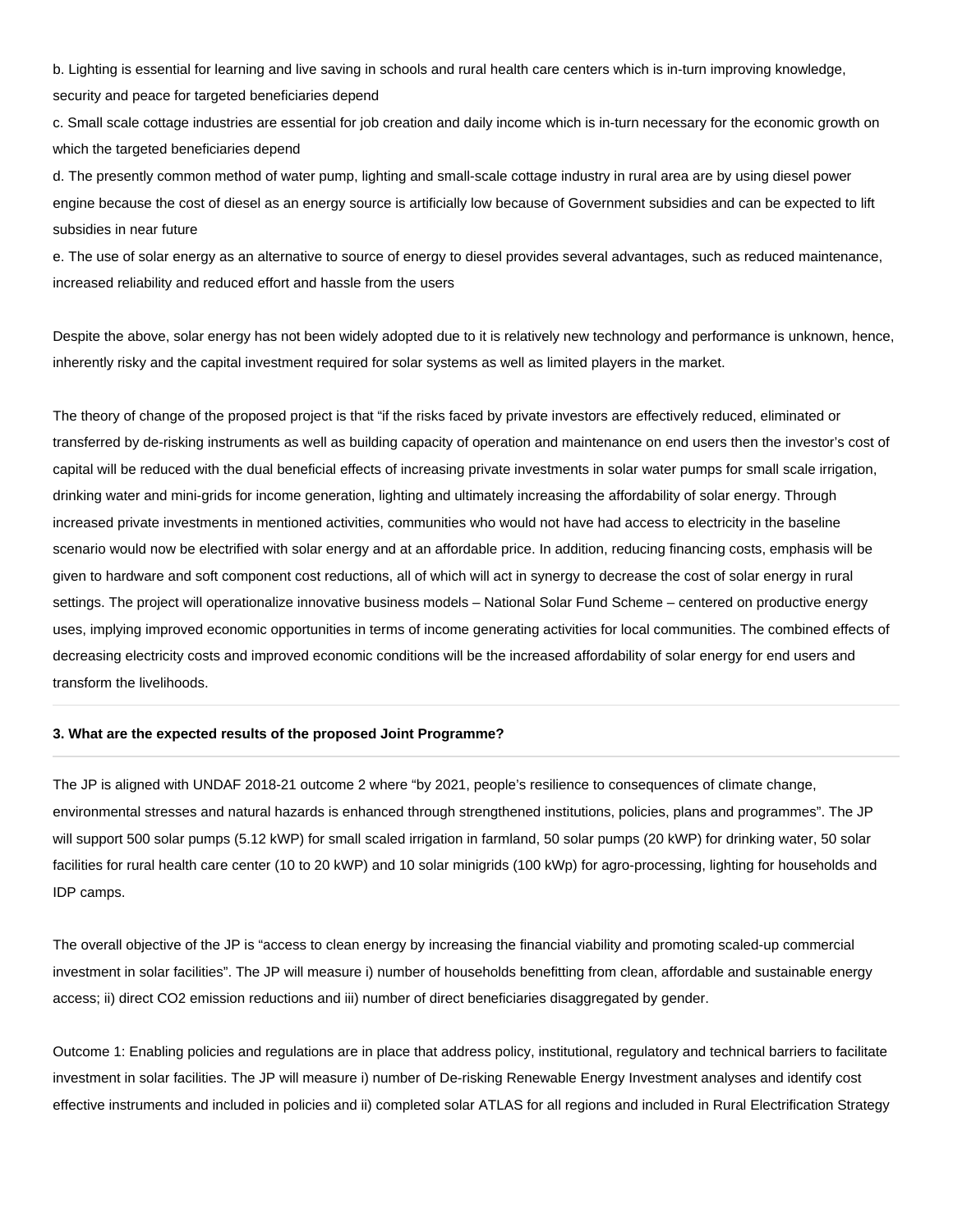b. Lighting is essential for learning and live saving in schools and rural health care centers which is in-turn improving knowledge, security and peace for targeted beneficiaries depend

c. Small scale cottage industries are essential for job creation and daily income which is in-turn necessary for the economic growth on which the targeted beneficiaries depend

d. The presently common method of water pump, lighting and small-scale cottage industry in rural area are by using diesel power engine because the cost of diesel as an energy source is artificially low because of Government subsidies and can be expected to lift subsidies in near future

e. The use of solar energy as an alternative to source of energy to diesel provides several advantages, such as reduced maintenance, increased reliability and reduced effort and hassle from the users

Despite the above, solar energy has not been widely adopted due to it is relatively new technology and performance is unknown, hence, inherently risky and the capital investment required for solar systems as well as limited players in the market.

The theory of change of the proposed project is that "if the risks faced by private investors are effectively reduced, eliminated or transferred by de-risking instruments as well as building capacity of operation and maintenance on end users then the investor's cost of capital will be reduced with the dual beneficial effects of increasing private investments in solar water pumps for small scale irrigation, drinking water and mini-grids for income generation, lighting and ultimately increasing the affordability of solar energy. Through increased private investments in mentioned activities, communities who would not have had access to electricity in the baseline scenario would now be electrified with solar energy and at an affordable price. In addition, reducing financing costs, emphasis will be given to hardware and soft component cost reductions, all of which will act in synergy to decrease the cost of solar energy in rural settings. The project will operationalize innovative business models – National Solar Fund Scheme – centered on productive energy uses, implying improved economic opportunities in terms of income generating activities for local communities. The combined effects of decreasing electricity costs and improved economic conditions will be the increased affordability of solar energy for end users and transform the livelihoods.

---

**3. What are the expected results of the proposed Joint Programme?**

---

The JP is aligned with UNDAF 2018-21 outcome 2 where "by 2021, people's resilience to consequences of climate change, environmental stresses and natural hazards is enhanced through strengthened institutions, policies, plans and programmes". The JP will support 500 solar pumps (5.12 kWP) for small scaled irrigation in farmland, 50 solar pumps (20 kWP) for drinking water, 50 solar facilities for rural health care center (10 to 20 kWP) and 10 solar minigrids (100 kWp) for agro-processing, lighting for households and IDP camps.

The overall objective of the JP is "access to clean energy by increasing the financial viability and promoting scaled-up commercial investment in solar facilities". The JP will measure i) number of households benefitting from clean, affordable and sustainable energy access; ii) direct $CO_2$ emission reductions and iii) number of direct beneficiaries disaggregated by gender.

Outcome 1: Enabling policies and regulations are in place that address policy, institutional, regulatory and technical barriers to facilitate investment in solar facilities. The JP will measure i) number of De-risking Renewable Energy Investment analyses and identify cost effective instruments and included in policies and ii) completed solar ATLAS for all regions and included in Rural Electrification Strategy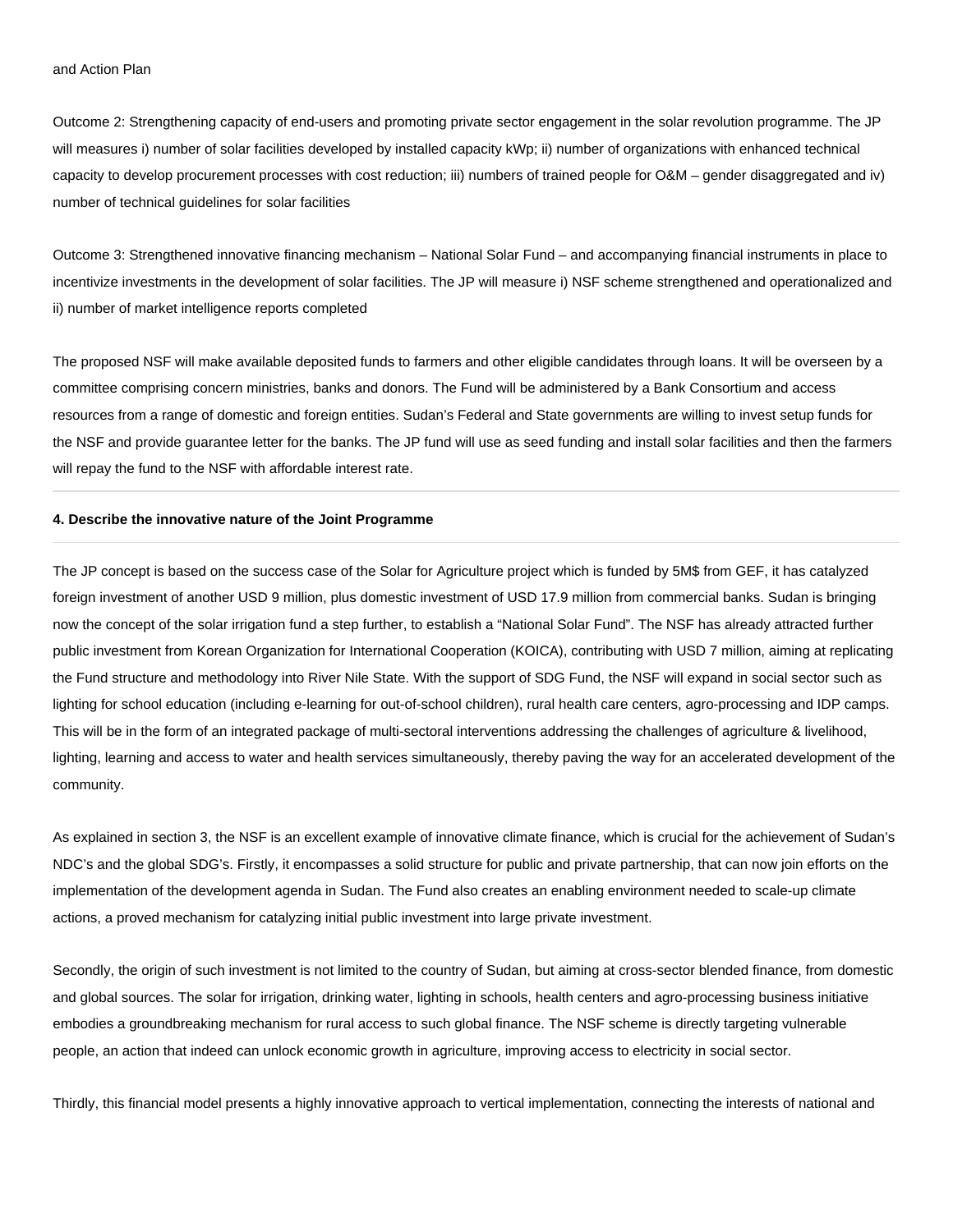and Action Plan

Outcome 2: Strengthening capacity of end-users and promoting private sector engagement in the solar revolution programme. The JP will measures i) number of solar facilities developed by installed capacity kWp; ii) number of organizations with enhanced technical capacity to develop procurement processes with cost reduction; iii) numbers of trained people for O&M – gender disaggregated and iv) number of technical guidelines for solar facilities

Outcome 3: Strengthened innovative financing mechanism – National Solar Fund – and accompanying financial instruments in place to incentivize investments in the development of solar facilities. The JP will measure i) NSF scheme strengthened and operationalized and ii) number of market intelligence reports completed

The proposed NSF will make available deposited funds to farmers and other eligible candidates through loans. It will be overseen by a committee comprising concern ministries, banks and donors. The Fund will be administered by a Bank Consortium and access resources from a range of domestic and foreign entities. Sudan's Federal and State governments are willing to invest setup funds for the NSF and provide guarantee letter for the banks. The JP fund will use as seed funding and install solar facilities and then the farmers will repay the fund to the NSF with affordable interest rate.

---

**4. Describe the innovative nature of the Joint Programme**

---

The JP concept is based on the success case of the Solar for Agriculture project which is funded by 5M$ from GEF, it has catalyzed foreign investment of another USD 9 million, plus domestic investment of USD 17.9 million from commercial banks. Sudan is bringing now the concept of the solar irrigation fund a step further, to establish a "National Solar Fund". The NSF has already attracted further public investment from Korean Organization for International Cooperation (KOICA), contributing with USD 7 million, aiming at replicating the Fund structure and methodology into River Nile State. With the support of SDG Fund, the NSF will expand in social sector such as lighting for school education (including e-learning for out-of-school children), rural health care centers, agro-processing and IDP camps. This will be in the form of an integrated package of multi-sectoral interventions addressing the challenges of agriculture & livelihood, lighting, learning and access to water and health services simultaneously, thereby paving the way for an accelerated development of the community.

As explained in section 3, the NSF is an excellent example of innovative climate finance, which is crucial for the achievement of Sudan's NDC's and the global SDG's. Firstly, it encompasses a solid structure for public and private partnership, that can now join efforts on the implementation of the development agenda in Sudan. The Fund also creates an enabling environment needed to scale-up climate actions, a proved mechanism for catalyzing initial public investment into large private investment.

Secondly, the origin of such investment is not limited to the country of Sudan, but aiming at cross-sector blended finance, from domestic and global sources. The solar for irrigation, drinking water, lighting in schools, health centers and agro-processing business initiative embodies a groundbreaking mechanism for rural access to such global finance. The NSF scheme is directly targeting vulnerable people, an action that indeed can unlock economic growth in agriculture, improving access to electricity in social sector.

Thirdly, this financial model presents a highly innovative approach to vertical implementation, connecting the interests of national and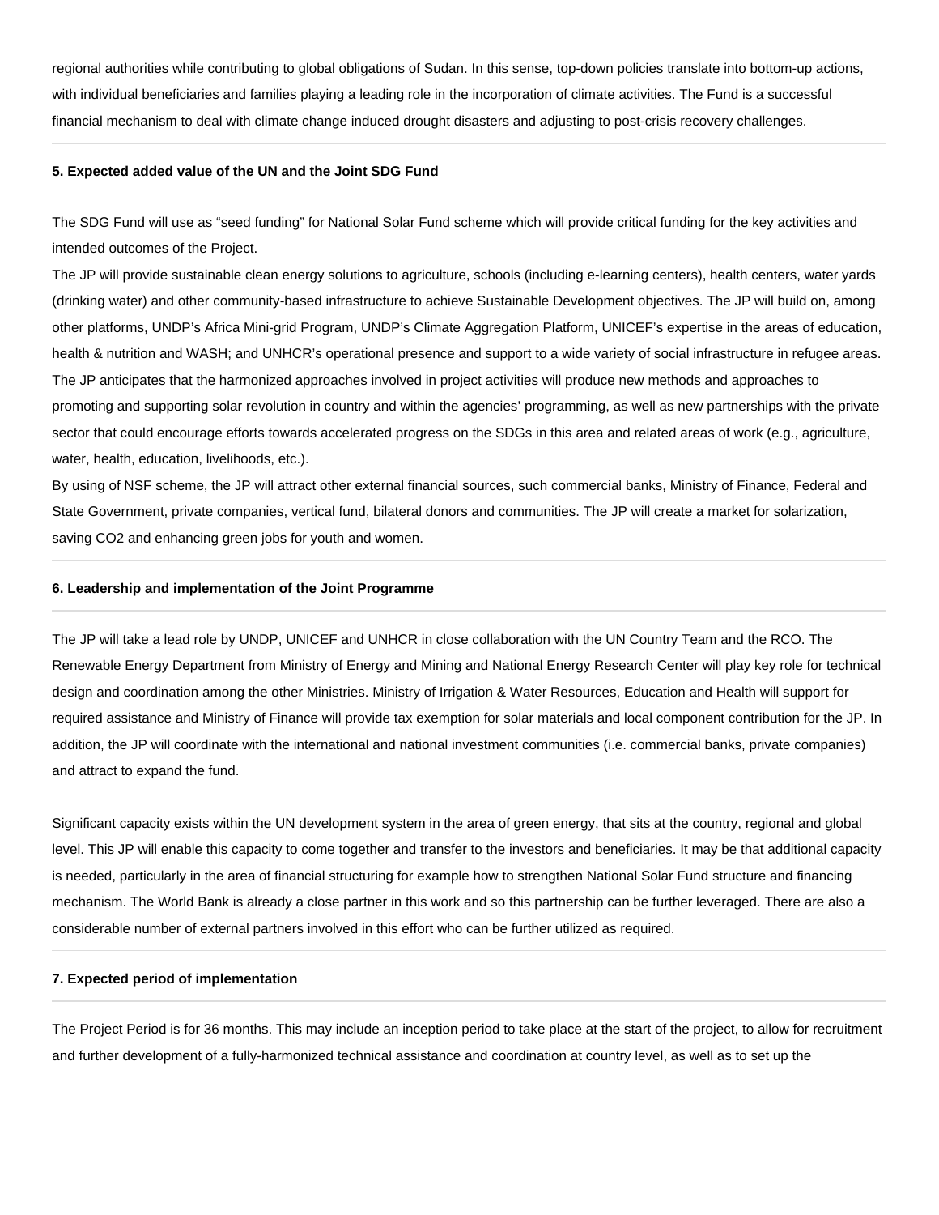regional authorities while contributing to global obligations of Sudan. In this sense, top-down policies translate into bottom-up actions, with individual beneficiaries and families playing a leading role in the incorporation of climate activities. The Fund is a successful financial mechanism to deal with climate change induced drought disasters and adjusting to post-crisis recovery challenges.

---

**5. Expected added value of the UN and the Joint SDG Fund**

---

The SDG Fund will use as "seed funding" for National Solar Fund scheme which will provide critical funding for the key activities and intended outcomes of the Project.

The JP will provide sustainable clean energy solutions to agriculture, schools (including e-learning centers), health centers, water yards (drinking water) and other community-based infrastructure to achieve Sustainable Development objectives. The JP will build on, among other platforms, UNDP's Africa Mini-grid Program, UNDP's Climate Aggregation Platform, UNICEF's expertise in the areas of education, health & nutrition and WASH; and UNHCR's operational presence and support to a wide variety of social infrastructure in refugee areas. The JP anticipates that the harmonized approaches involved in project activities will produce new methods and approaches to promoting and supporting solar revolution in country and within the agencies' programming, as well as new partnerships with the private sector that could encourage efforts towards accelerated progress on the SDGs in this area and related areas of work (e.g., agriculture, water, health, education, livelihoods, etc.).

By using of NSF scheme, the JP will attract other external financial sources, such commercial banks, Ministry of Finance, Federal and State Government, private companies, vertical fund, bilateral donors and communities. The JP will create a market for solarization, saving CO2 and enhancing green jobs for youth and women.

---

**6. Leadership and implementation of the Joint Programme**

---

The JP will take a lead role by UNDP, UNICEF and UNHCR in close collaboration with the UN Country Team and the RCO. The Renewable Energy Department from Ministry of Energy and Mining and National Energy Research Center will play key role for technical design and coordination among the other Ministries. Ministry of Irrigation & Water Resources, Education and Health will support for required assistance and Ministry of Finance will provide tax exemption for solar materials and local component contribution for the JP. In addition, the JP will coordinate with the international and national investment communities (i.e. commercial banks, private companies) and attract to expand the fund.

Significant capacity exists within the UN development system in the area of green energy, that sits at the country, regional and global level. This JP will enable this capacity to come together and transfer to the investors and beneficiaries. It may be that additional capacity is needed, particularly in the area of financial structuring for example how to strengthen National Solar Fund structure and financing mechanism. The World Bank is already a close partner in this work and so this partnership can be further leveraged. There are also a considerable number of external partners involved in this effort who can be further utilized as required.

---

**7. Expected period of implementation**

---

The Project Period is for 36 months. This may include an inception period to take place at the start of the project, to allow for recruitment and further development of a fully-harmonized technical assistance and coordination at country level, as well as to set up the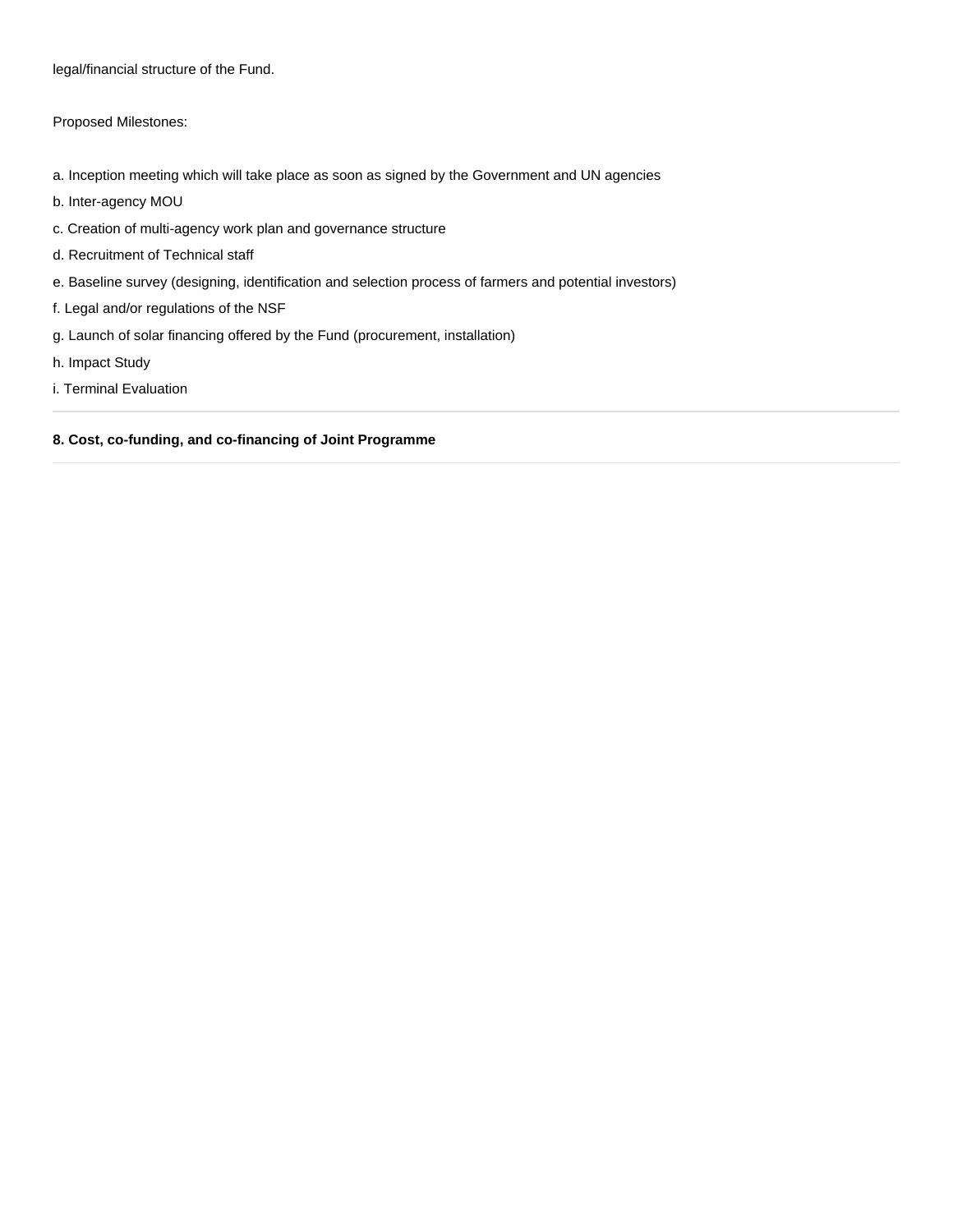legal/financial structure of the Fund.

Proposed Milestones:

a. Inception meeting which will take place as soon as signed by the Government and UN agencies

b. Inter-agency MOU

c. Creation of multi-agency work plan and governance structure

d. Recruitment of Technical staff

e. Baseline survey (designing, identification and selection process of farmers and potential investors)

f. Legal and/or regulations of the NSF

g. Launch of solar financing offered by the Fund (procurement, installation)

h. Impact Study

i. Terminal Evaluation

---

**8. Cost, co-funding, and co-financing of Joint Programme**

---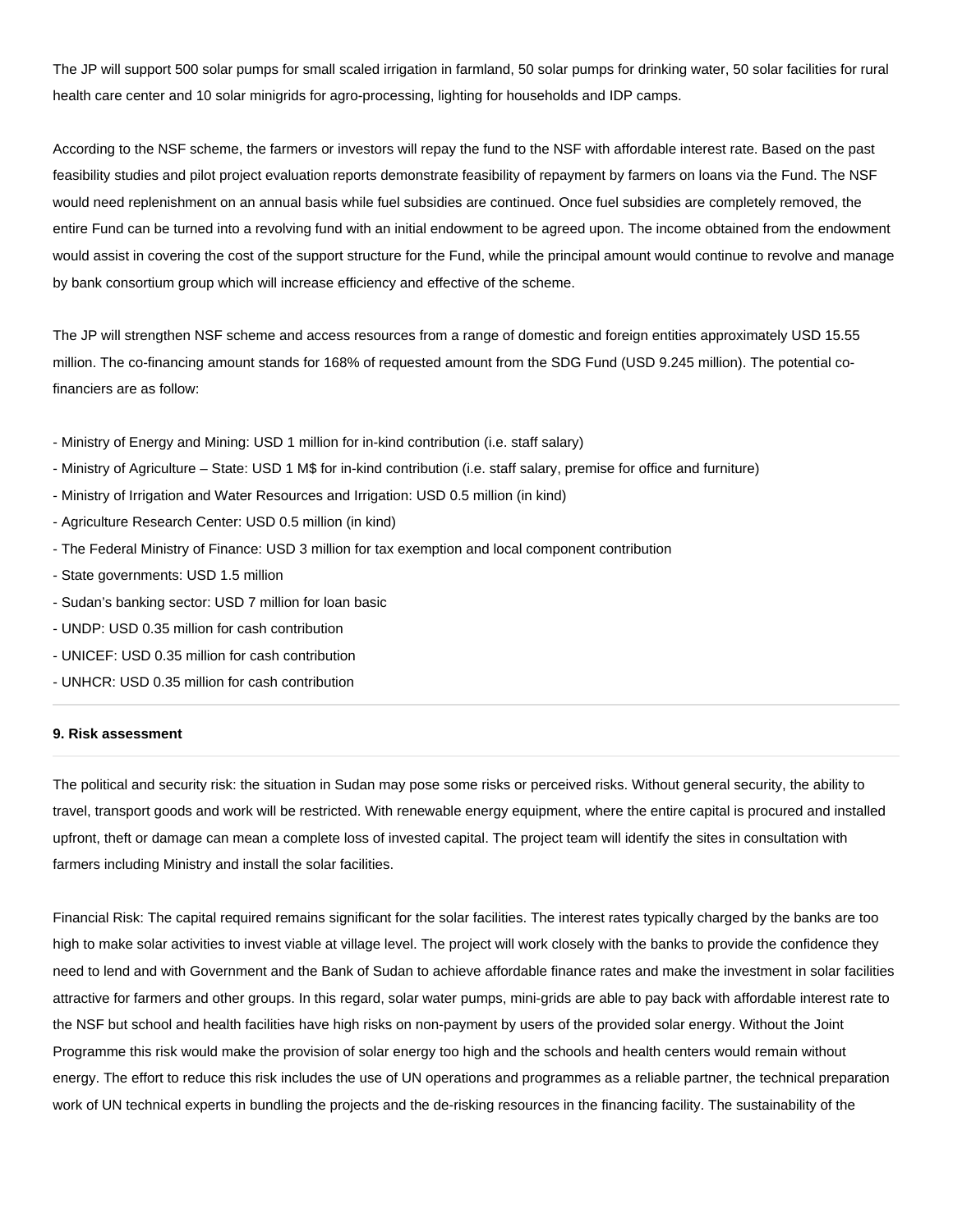The JP will support 500 solar pumps for small scaled irrigation in farmland, 50 solar pumps for drinking water, 50 solar facilities for rural health care center and 10 solar minigrids for agro-processing, lighting for households and IDP camps.

According to the NSF scheme, the farmers or investors will repay the fund to the NSF with affordable interest rate. Based on the past feasibility studies and pilot project evaluation reports demonstrate feasibility of repayment by farmers on loans via the Fund. The NSF would need replenishment on an annual basis while fuel subsidies are continued. Once fuel subsidies are completely removed, the entire Fund can be turned into a revolving fund with an initial endowment to be agreed upon. The income obtained from the endowment would assist in covering the cost of the support structure for the Fund, while the principal amount would continue to revolve and manage by bank consortium group which will increase efficiency and effective of the scheme.

The JP will strengthen NSF scheme and access resources from a range of domestic and foreign entities approximately USD 15.55 million. The co-financing amount stands for 168% of requested amount from the SDG Fund (USD 9.245 million). The potential co-financiers are as follow:

- Ministry of Energy and Mining: USD 1 million for in-kind contribution (i.e. staff salary)
- Ministry of Agriculture – State: USD 1 M$ for in-kind contribution (i.e. staff salary, premise for office and furniture)
- Ministry of Irrigation and Water Resources and Irrigation: USD 0.5 million (in kind)
- Agriculture Research Center: USD 0.5 million (in kind)
- The Federal Ministry of Finance: USD 3 million for tax exemption and local component contribution
- State governments: USD 1.5 million
- Sudan's banking sector: USD 7 million for loan basic
- UNDP: USD 0.35 million for cash contribution
- UNICEF: USD 0.35 million for cash contribution
- UNHCR: USD 0.35 million for cash contribution

---

**9. Risk assessment**

---

The political and security risk: the situation in Sudan may pose some risks or perceived risks. Without general security, the ability to travel, transport goods and work will be restricted. With renewable energy equipment, where the entire capital is procured and installed upfront, theft or damage can mean a complete loss of invested capital. The project team will identify the sites in consultation with farmers including Ministry and install the solar facilities.

Financial Risk: The capital required remains significant for the solar facilities. The interest rates typically charged by the banks are too high to make solar activities to invest viable at village level. The project will work closely with the banks to provide the confidence they need to lend and with Government and the Bank of Sudan to achieve affordable finance rates and make the investment in solar facilities attractive for farmers and other groups. In this regard, solar water pumps, mini-grids are able to pay back with affordable interest rate to the NSF but school and health facilities have high risks on non-payment by users of the provided solar energy. Without the Joint Programme this risk would make the provision of solar energy too high and the schools and health centers would remain without energy. The effort to reduce this risk includes the use of UN operations and programmes as a reliable partner, the technical preparation work of UN technical experts in bundling the projects and the de-risking resources in the financing facility. The sustainability of the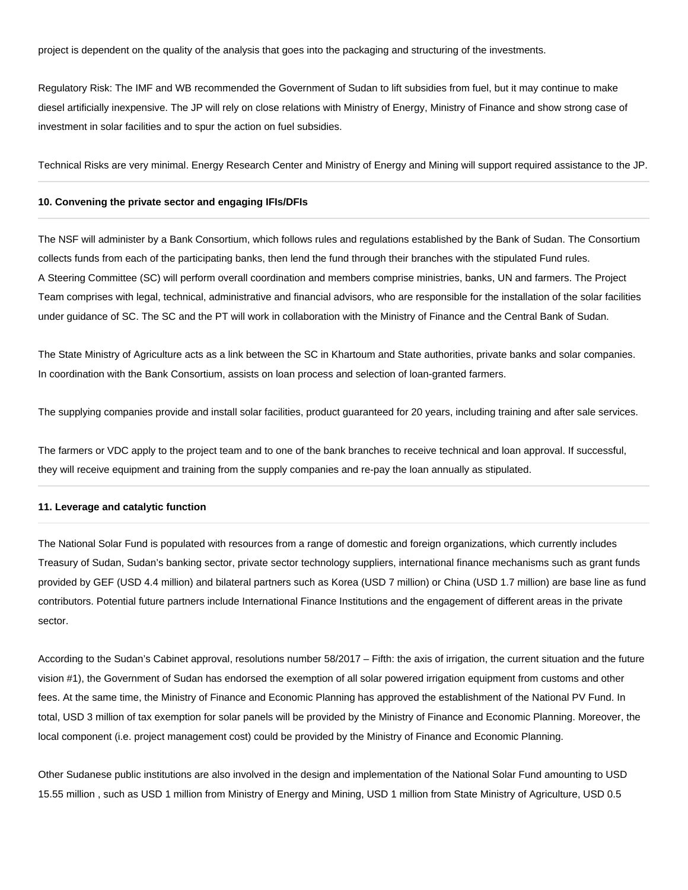project is dependent on the quality of the analysis that goes into the packaging and structuring of the investments.

Regulatory Risk: The IMF and WB recommended the Government of Sudan to lift subsidies from fuel, but it may continue to make diesel artificially inexpensive. The JP will rely on close relations with Ministry of Energy, Ministry of Finance and show strong case of investment in solar facilities and to spur the action on fuel subsidies.

Technical Risks are very minimal. Energy Research Center and Ministry of Energy and Mining will support required assistance to the JP.

**10. Convening the private sector and engaging IFIs/DFIs**

The NSF will administer by a Bank Consortium, which follows rules and regulations established by the Bank of Sudan. The Consortium collects funds from each of the participating banks, then lend the fund through their branches with the stipulated Fund rules.
A Steering Committee (SC) will perform overall coordination and members comprise ministries, banks, UN and farmers. The Project Team comprises with legal, technical, administrative and financial advisors, who are responsible for the installation of the solar facilities under guidance of SC. The SC and the PT will work in collaboration with the Ministry of Finance and the Central Bank of Sudan.

The State Ministry of Agriculture acts as a link between the SC in Khartoum and State authorities, private banks and solar companies. In coordination with the Bank Consortium, assists on loan process and selection of loan-granted farmers.

The supplying companies provide and install solar facilities, product guaranteed for 20 years, including training and after sale services.

The farmers or VDC apply to the project team and to one of the bank branches to receive technical and loan approval. If successful, they will receive equipment and training from the supply companies and re-pay the loan annually as stipulated.

**11. Leverage and catalytic function**

The National Solar Fund is populated with resources from a range of domestic and foreign organizations, which currently includes Treasury of Sudan, Sudan's banking sector, private sector technology suppliers, international finance mechanisms such as grant funds provided by GEF (USD 4.4 million) and bilateral partners such as Korea (USD 7 million) or China (USD 1.7 million) are base line as fund contributors. Potential future partners include International Finance Institutions and the engagement of different areas in the private sector.

According to the Sudan's Cabinet approval, resolutions number 58/2017 – Fifth: the axis of irrigation, the current situation and the future vision #1), the Government of Sudan has endorsed the exemption of all solar powered irrigation equipment from customs and other fees. At the same time, the Ministry of Finance and Economic Planning has approved the establishment of the National PV Fund. In total, USD 3 million of tax exemption for solar panels will be provided by the Ministry of Finance and Economic Planning. Moreover, the local component (i.e. project management cost) could be provided by the Ministry of Finance and Economic Planning.

Other Sudanese public institutions are also involved in the design and implementation of the National Solar Fund amounting to USD 15.55 million , such as USD 1 million from Ministry of Energy and Mining, USD 1 million from State Ministry of Agriculture, USD 0.5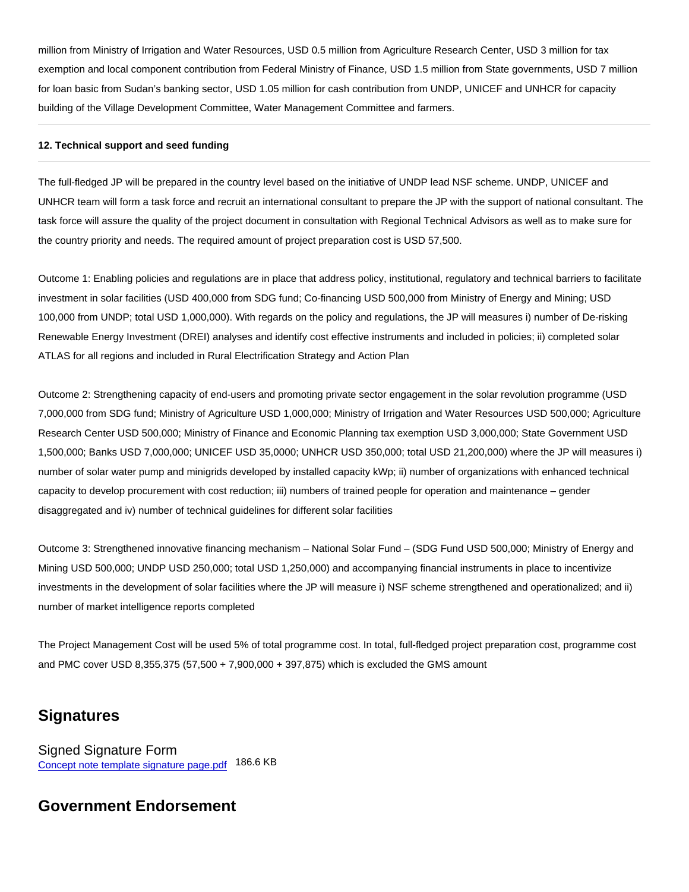million from Ministry of Irrigation and Water Resources, USD 0.5 million from Agriculture Research Center, USD 3 million for tax exemption and local component contribution from Federal Ministry of Finance, USD 1.5 million from State governments, USD 7 million for loan basic from Sudan's banking sector, USD 1.05 million for cash contribution from UNDP, UNICEF and UNHCR for capacity building of the Village Development Committee, Water Management Committee and farmers.

---

**12. Technical support and seed funding**

---

The full-fledged JP will be prepared in the country level based on the initiative of UNDP lead NSF scheme. UNDP, UNICEF and UNHCR team will form a task force and recruit an international consultant to prepare the JP with the support of national consultant. The task force will assure the quality of the project document in consultation with Regional Technical Advisors as well as to make sure for the country priority and needs. The required amount of project preparation cost is USD 57,500.

Outcome 1: Enabling policies and regulations are in place that address policy, institutional, regulatory and technical barriers to facilitate investment in solar facilities (USD 400,000 from SDG fund; Co-financing USD 500,000 from Ministry of Energy and Mining; USD 100,000 from UNDP; total USD 1,000,000). With regards on the policy and regulations, the JP will measures i) number of De-risking Renewable Energy Investment (DREI) analyses and identify cost effective instruments and included in policies; ii) completed solar ATLAS for all regions and included in Rural Electrification Strategy and Action Plan

Outcome 2: Strengthening capacity of end-users and promoting private sector engagement in the solar revolution programme (USD 7,000,000 from SDG fund; Ministry of Agriculture USD 1,000,000; Ministry of Irrigation and Water Resources USD 500,000; Agriculture Research Center USD 500,000; Ministry of Finance and Economic Planning tax exemption USD 3,000,000; State Government USD 1,500,000; Banks USD 7,000,000; UNICEF USD 35,0000; UNHCR USD 350,000; total USD 21,200,000) where the JP will measures i) number of solar water pump and minigrids developed by installed capacity kWp; ii) number of organizations with enhanced technical capacity to develop procurement with cost reduction; iii) numbers of trained people for operation and maintenance – gender disaggregated and iv) number of technical guidelines for different solar facilities

Outcome 3: Strengthened innovative financing mechanism – National Solar Fund – (SDG Fund USD 500,000; Ministry of Energy and Mining USD 500,000; UNDP USD 250,000; total USD 1,250,000) and accompanying financial instruments in place to incentivize investments in the development of solar facilities where the JP will measure i) NSF scheme strengthened and operationalized; and ii) number of market intelligence reports completed

The Project Management Cost will be used 5% of total programme cost. In total, full-fledged project preparation cost, programme cost and PMC cover USD 8,355,375 (57,500 + 7,900,000 + 397,875) which is excluded the GMS amount

## Signatures

Signed Signature Form
Concept note template signature page.pdf 186.6 KB

## Government Endorsement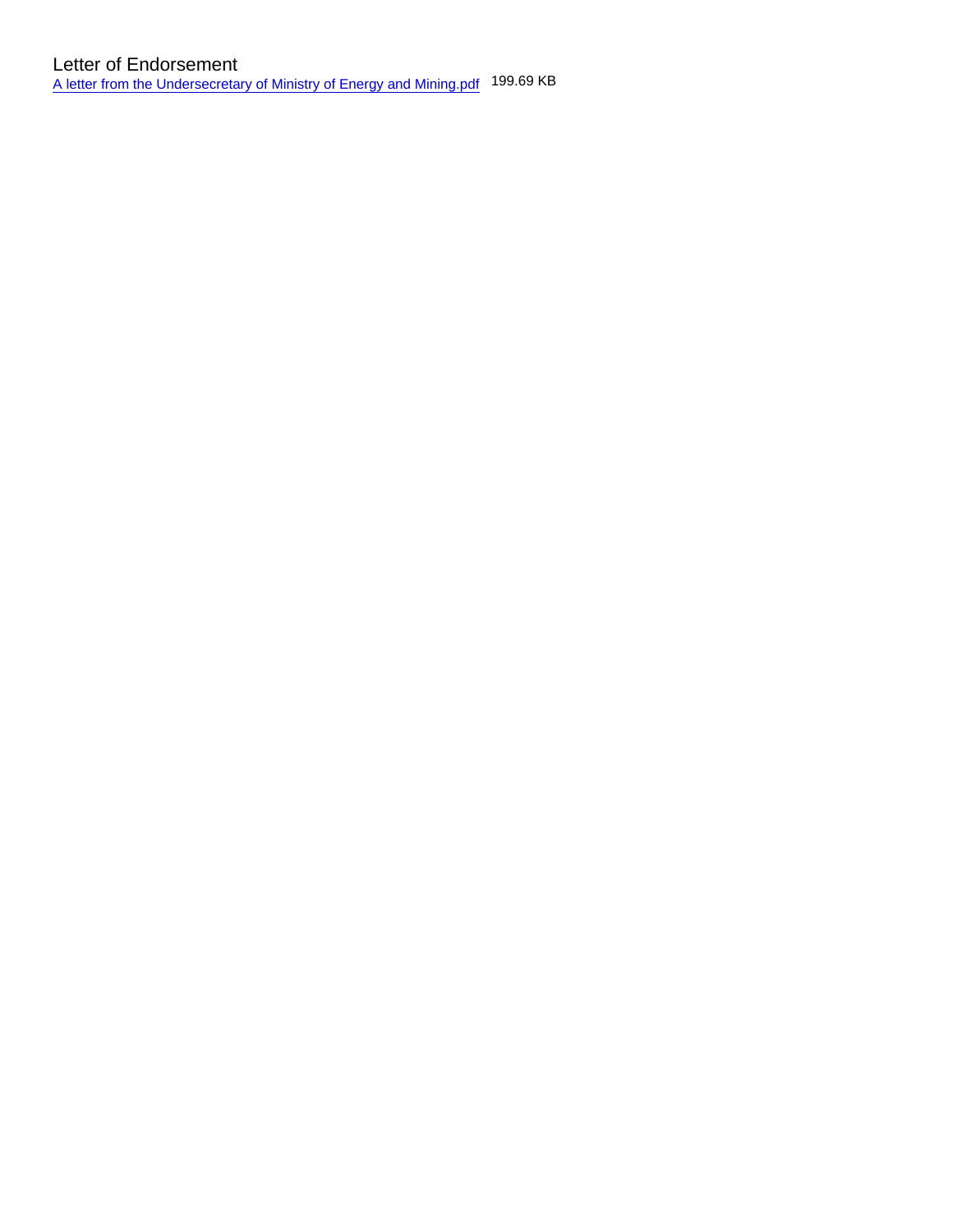Letter of Endorsement

A letter from the Undersecretary of Ministry of Energy and Mining.pdf 199.69 KB